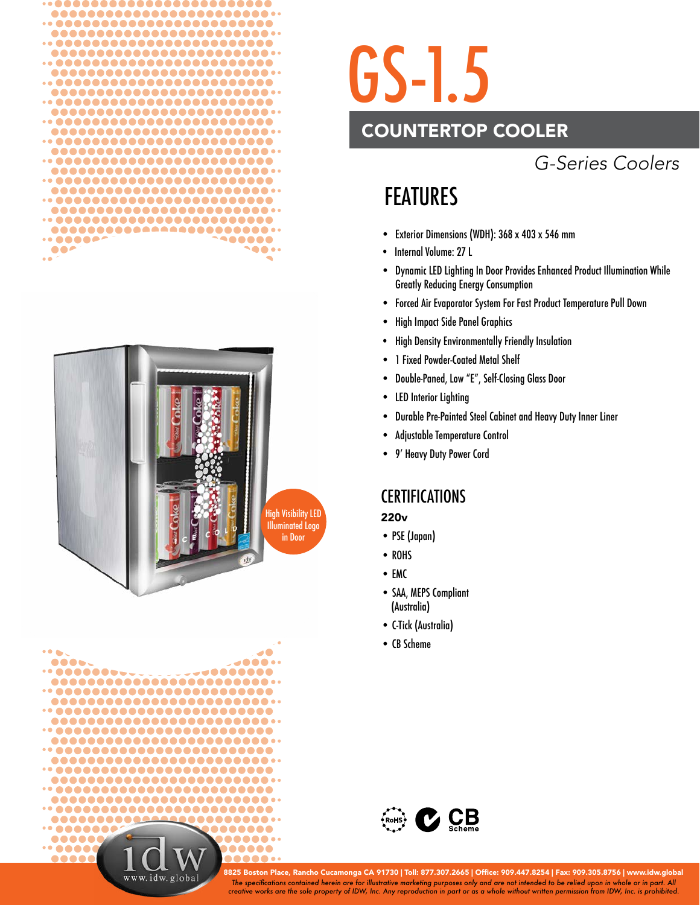# GS-1.5

## COUNTERTOP COOLER

*G-Series Coolers*

High Visibility LED Illuminated Logo in Door

## FEATURES

- Exterior Dimensions (WDH): 368 x 403 x 546 mm
- Internal Volume: 27 L
- Dynamic LED Lighting In Door Provides Enhanced Product Illumination While Greatly Reducing Energy Consumption
- Forced Air Evaporator System For Fast Product Temperature Pull Down
- High Impact Side Panel Graphics
- High Density Environmentally Friendly Insulation
- 1 Fixed Powder-Coated Metal Shelf
- Double-Paned, Low "E", Self-Closing Glass Door
- LED Interior Lighting
- Durable Pre-Painted Steel Cabinet and Heavy Duty Inner Liner
- Adjustable Temperature Control
- 9' Heavy Duty Power Cord

## CERTIFICATIONS

**220v**

- PSE (Japan)
- ROHS
- EMC
- SAA, MEPS Compliant (Australia)
- C-Tick (Australia)
- CB Scheme

**8825 Boston Place, Rancho Cucamonga CA 91730 | Toll: 877.307.2665 | Office: 909.447.8254 | Fax: 909.305.8756 | www.idw.global**

*The specifications contained herein are for illustrative marketing purposes only and are not intended to be relied upon in whole or in part. All creative works are the sole property of IDW, Inc. Any reproduction in part or as a whole without written permission from IDW, Inc. is prohibited.*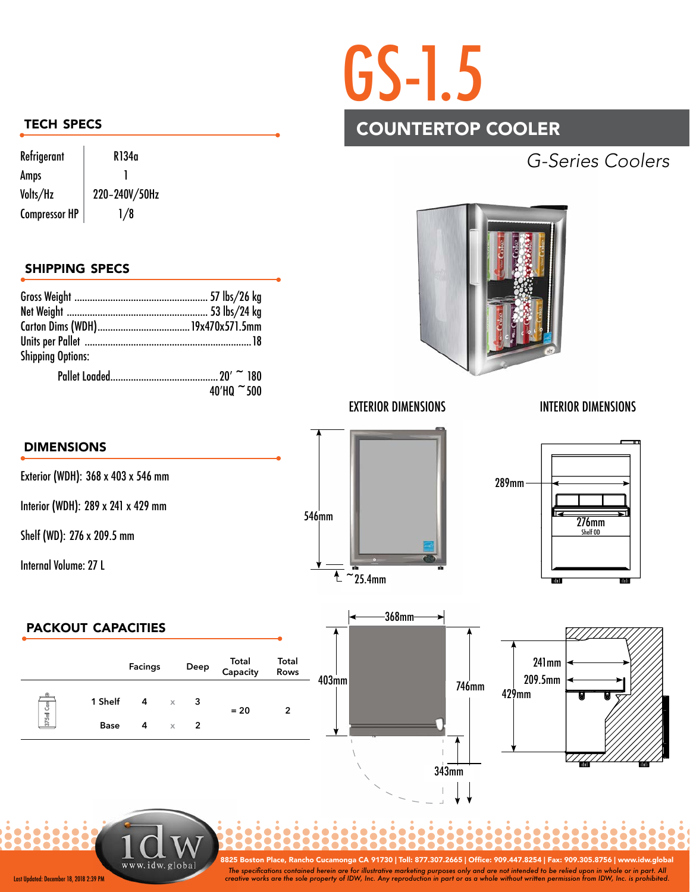# GS-1.5

## COUNTERTOP COOLER

*G-Series Coolers*

## TECH SPECS

| | |
|---|---|
| Refrigerant | R134a |
| Amps | 1 |
| Volts/Hz | 220-240V/50Hz |
| Compressor HP | 1/8 |

## SHIPPING SPECS

Gross Weight .................... 57 lbs/26 kg
Net Weight .................... 53 lbs/24 kg
Carton Dims (WDH).................... 19x470x571.5mm
Units per Pallet .................... 18
Shipping Options:

Pallet Loaded.................... 20' ~ 180
40'HQ ~ 500

## DIMENSIONS

Exterior (WDH): 368 x 403 x 546 mm

Interior (WDH): 289 x 241 x 429 mm

Shelf (WD): 276 x 209.5 mm

Internal Volume: 27 L

## PACKOUT CAPACITIES

| | | Facings | | Deep | Total Capacity | Total Rows |
|---|---|---|---|---|---|---|
| 375ml Can | 1 Shelf | 4 | x | 3 | = 20 | 2 |
| | Base | 4 | x | 2 | | |

EXTERIOR DIMENSIONS

546mm
~25.4mm
368mm
403mm
746mm
343mm

INTERIOR DIMENSIONS

289mm
276mm
Shelf OD
241mm
209.5mm
429mm

www.idw.global

8825 Boston Place, Rancho Cucamonga CA 91730 | Toll: 877.307.2665 | Office: 909.447.8254 | Fax: 909.305.8756 | www.idw.global

*The specifications contained herein are for illustrative marketing purposes only and are not intended to be relied upon in whole or in part. All creative works are the sole property of IDW, Inc. Any reproduction in part or as a whole without written permission from IDW, Inc. is prohibited.*

Last Updated: December 18, 2018 2:39 PM